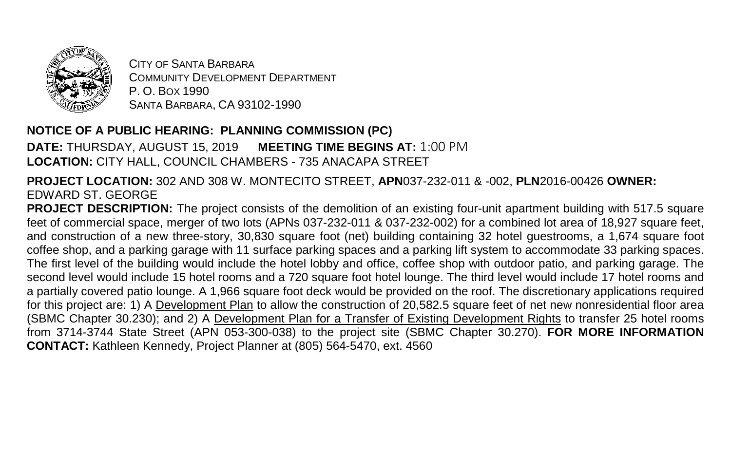CITY OF SANTA BARBARA
COMMUNITY DEVELOPMENT DEPARTMENT
P. O. BOX 1990
SANTA BARBARA, CA 93102-1990

**NOTICE OF A PUBLIC HEARING: PLANNING COMMISSION (PC)**

**DATE:** THURSDAY, AUGUST 15, 2019 **MEETING TIME BEGINS AT:** 1:00 PM
**LOCATION:** CITY HALL, COUNCIL CHAMBERS - 735 ANACAPA STREET

**PROJECT LOCATION:** 302 AND 308 W. MONTECITO STREET, **APN**037-232-011 & -002, **PLN**2016-00426 **OWNER:** EDWARD ST. GEORGE

**PROJECT DESCRIPTION:** The project consists of the demolition of an existing four-unit apartment building with 517.5 square feet of commercial space, merger of two lots (APNs 037-232-011 & 037-232-002) for a combined lot area of 18,927 square feet, and construction of a new three-story, 30,830 square foot (net) building containing 32 hotel guestrooms, a 1,674 square foot coffee shop, and a parking garage with 11 surface parking spaces and a parking lift system to accommodate 33 parking spaces. The first level of the building would include the hotel lobby and office, coffee shop with outdoor patio, and parking garage. The second level would include 15 hotel rooms and a 720 square foot hotel lounge. The third level would include 17 hotel rooms and a partially covered patio lounge. A 1,966 square foot deck would be provided on the roof. The discretionary applications required for this project are: 1) A Development Plan to allow the construction of 20,582.5 square feet of net new nonresidential floor area (SBMC Chapter 30.230); and 2) A Development Plan for a Transfer of Existing Development Rights to transfer 25 hotel rooms from 3714-3744 State Street (APN 053-300-038) to the project site (SBMC Chapter 30.270). **FOR MORE INFORMATION CONTACT:** Kathleen Kennedy, Project Planner at (805) 564-5470, ext. 4560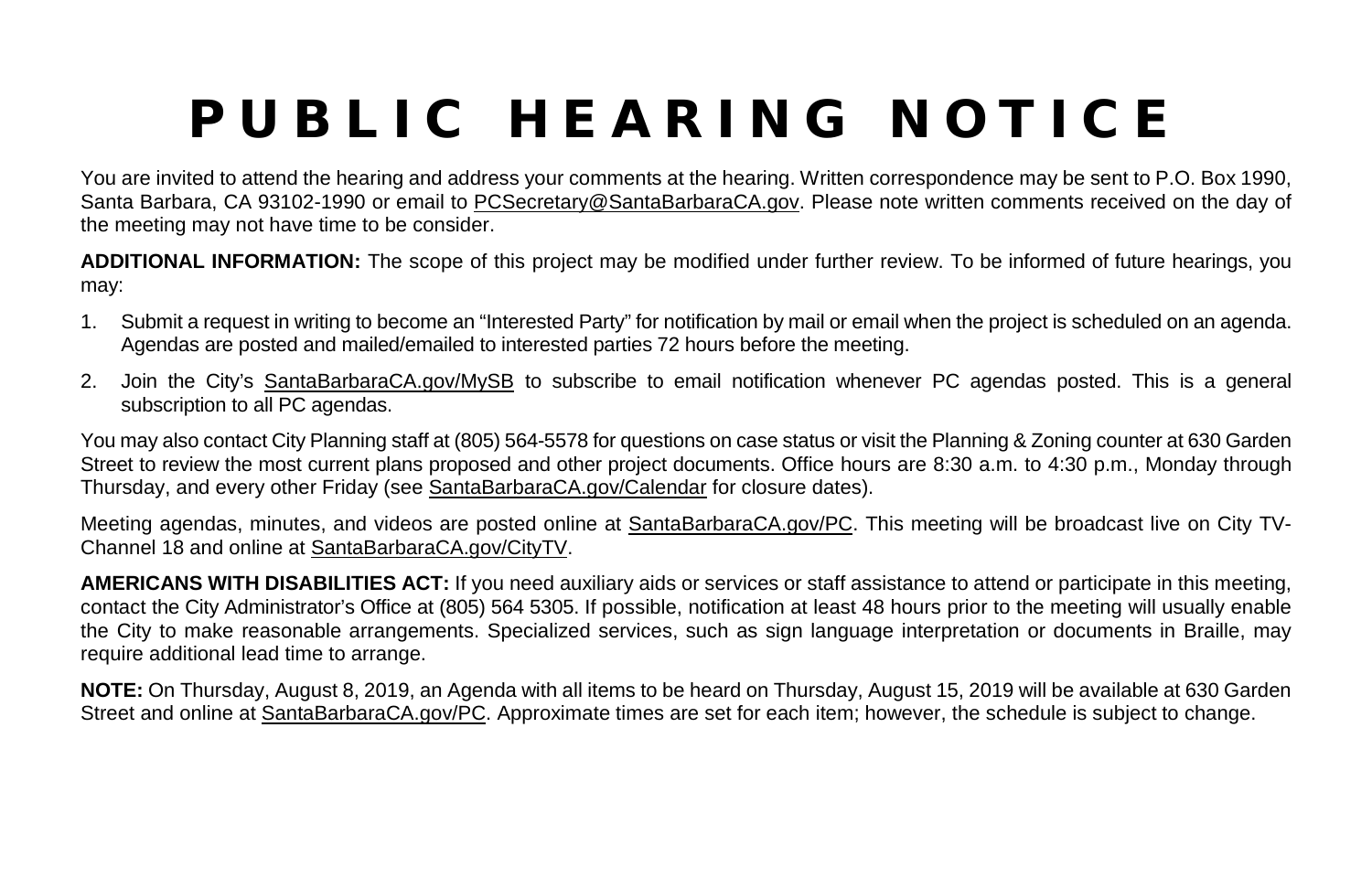# PUBLIC HEARING NOTICE

You are invited to attend the hearing and address your comments at the hearing. Written correspondence may be sent to P.O. Box 1990, Santa Barbara, CA 93102-1990 or email to PCSecretary@SantaBarbaraCA.gov. Please note written comments received on the day of the meeting may not have time to be consider.

**ADDITIONAL INFORMATION:** The scope of this project may be modified under further review. To be informed of future hearings, you may:

1. Submit a request in writing to become an "Interested Party" for notification by mail or email when the project is scheduled on an agenda. Agendas are posted and mailed/emailed to interested parties 72 hours before the meeting.
2. Join the City's SantaBarbaraCA.gov/MySB to subscribe to email notification whenever PC agendas posted. This is a general subscription to all PC agendas.

You may also contact City Planning staff at (805) 564-5578 for questions on case status or visit the Planning & Zoning counter at 630 Garden Street to review the most current plans proposed and other project documents. Office hours are 8:30 a.m. to 4:30 p.m., Monday through Thursday, and every other Friday (see SantaBarbaraCA.gov/Calendar for closure dates).

Meeting agendas, minutes, and videos are posted online at SantaBarbaraCA.gov/PC. This meeting will be broadcast live on City TV-Channel 18 and online at SantaBarbaraCA.gov/CityTV.

**AMERICANS WITH DISABILITIES ACT:** If you need auxiliary aids or services or staff assistance to attend or participate in this meeting, contact the City Administrator's Office at (805) 564 5305. If possible, notification at least 48 hours prior to the meeting will usually enable the City to make reasonable arrangements. Specialized services, such as sign language interpretation or documents in Braille, may require additional lead time to arrange.

**NOTE:** On Thursday, August 8, 2019, an Agenda with all items to be heard on Thursday, August 15, 2019 will be available at 630 Garden Street and online at SantaBarbaraCA.gov/PC. Approximate times are set for each item; however, the schedule is subject to change.